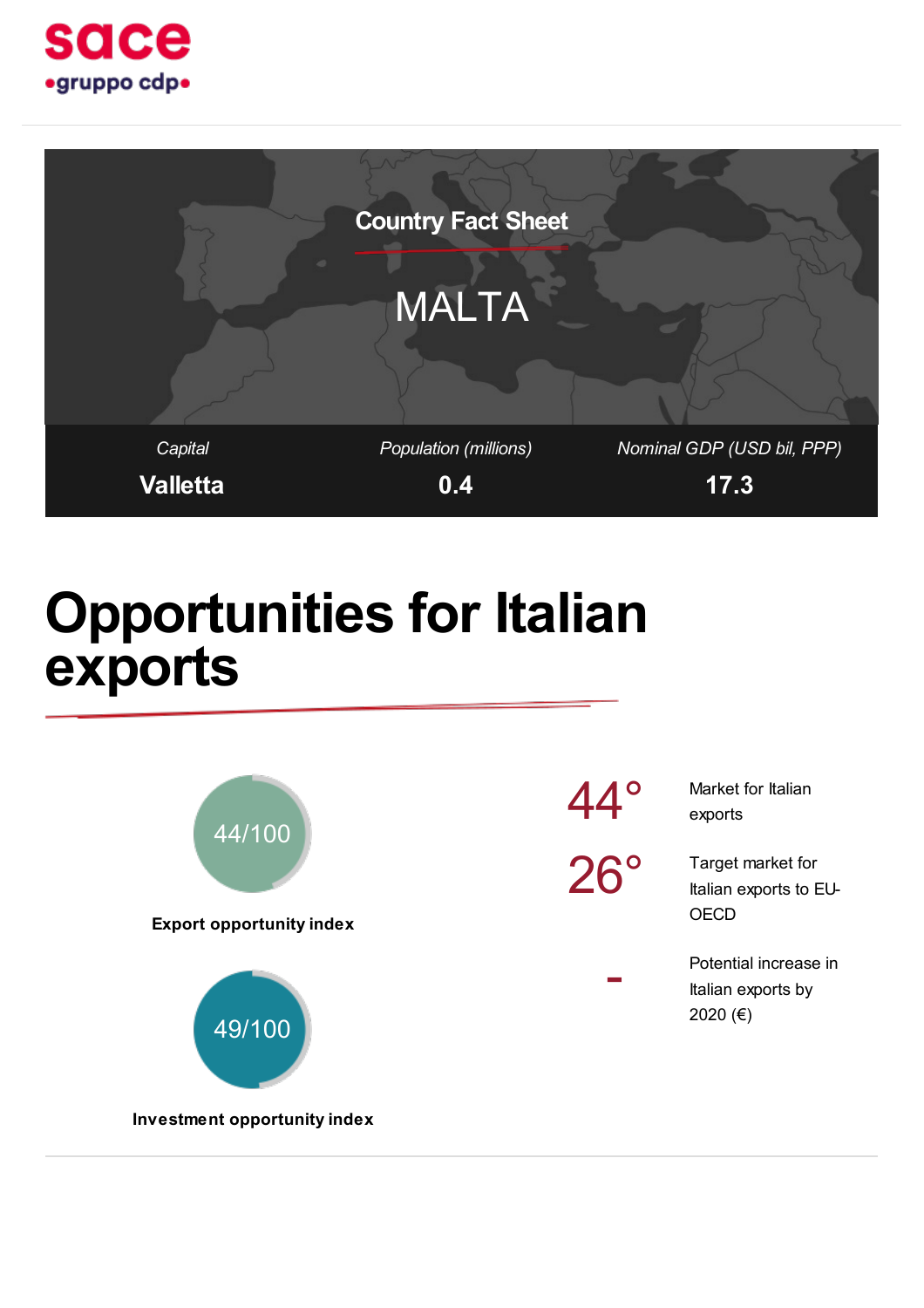sace
•gruppo cdp•

## Country Fact Sheet

# MALTA

| *Capital* | *Population (millions)* | *Nominal GDP (USD bil, PPP)* |
|---|---|---|
| **Valletta** | **0.4** | **17.3** |

# Opportunities for Italian exports

44/100

**Export opportunity index**

49/100

**Investment opportunity index**

| | |
|---|---|
| 44° | Market for Italian exports |
| 26° | Target market for Italian exports to EU-OECD |
| - | Potential increase in Italian exports by 2020 (€) |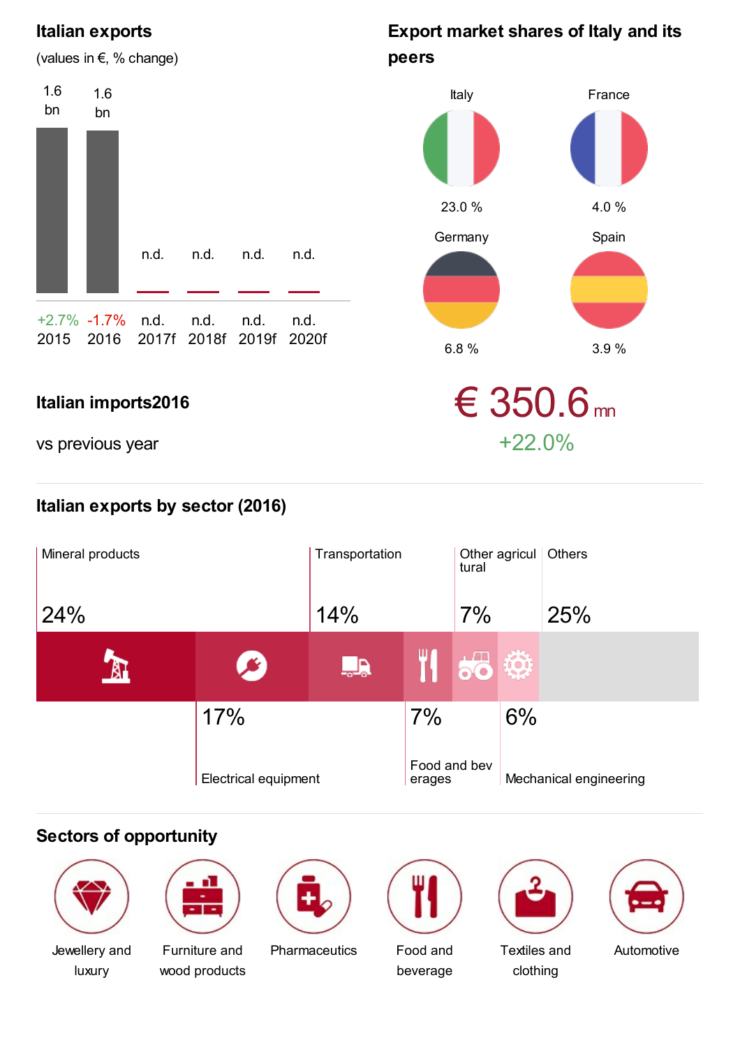## Italian exports

(values in €, % change)

| Year | 2015 | 2016 | 2017f | 2018f | 2019f | 2020f |
|---|---|---|---|---|---|---|
| Value | 1.6 bn | 1.6 bn | n.d. | n.d. | n.d. | n.d. |
| % change | +2.7% | -1.7% | n.d. | n.d. | n.d. | n.d. |

## Export market shares of Italy and its peers

| Country | Share |
|---|---|
| Italy | 23.0 % |
| France | 4.0 % |
| Germany | 6.8 % |
| Spain | 3.9 % |

## Italian imports2016

vs previous year

€ 350.6 mn

+22.0%

## Italian exports by sector (2016)

| Sector | Share |
|---|---|
| Mineral products | 24% |
| Electrical equipment | 17% |
| Transportation | 14% |
| Food and beverages | 7% |
| Other agricultural | 7% |
| Mechanical engineering | 6% |
| Others | 25% |

## Sectors of opportunity

- Jewellery and luxury
- Furniture and wood products
- Pharmaceutics
- Food and beverage
- Textiles and clothing
- Automotive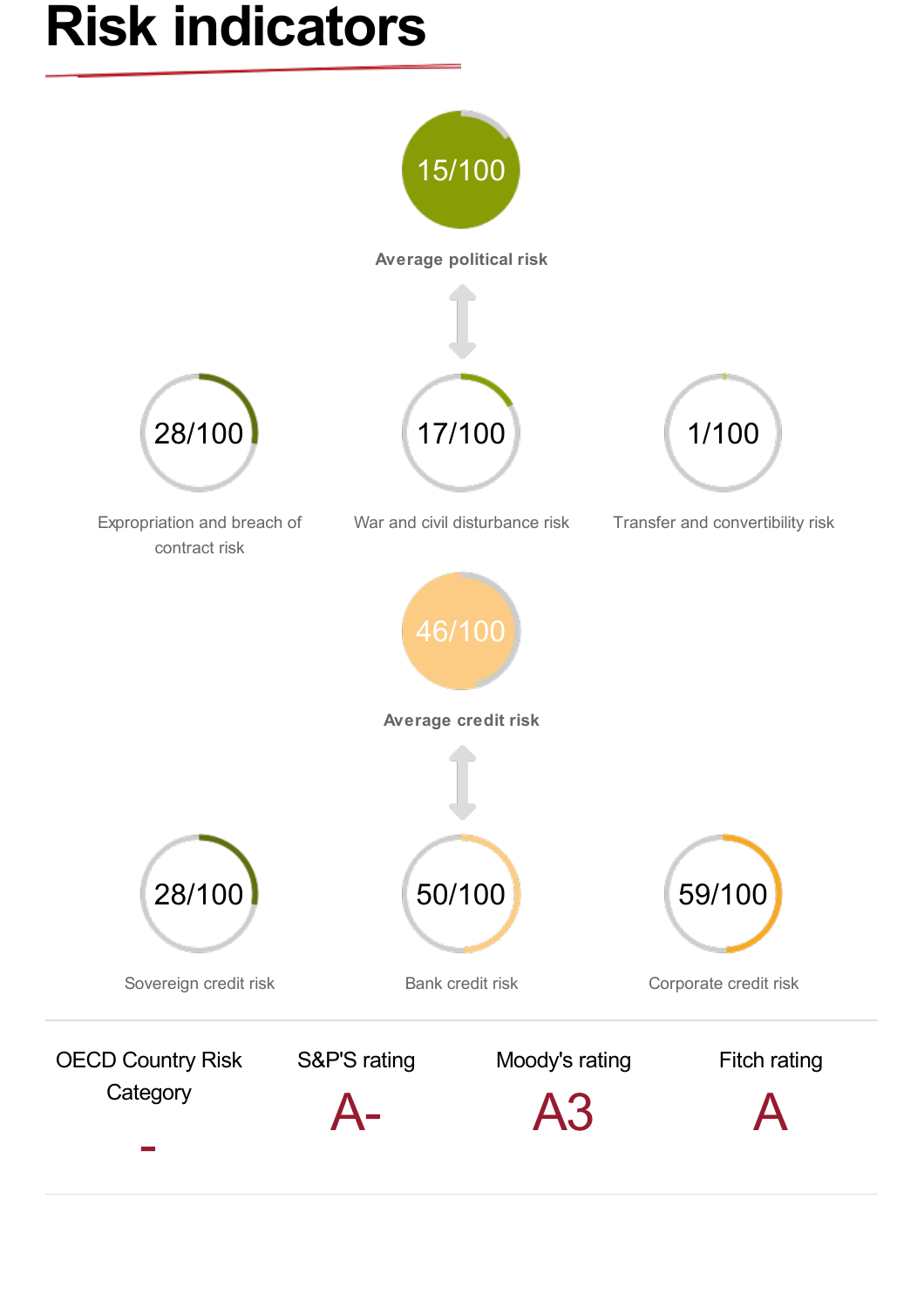# Risk indicators

**15/100**

**Average political risk**

| Expropriation and breach of contract risk | War and civil disturbance risk | Transfer and convertibility risk |
| --- | --- | --- |
| 28/100 | 17/100 | 1/100 |

**46/100**

**Average credit risk**

| Sovereign credit risk | Bank credit risk | Corporate credit risk |
| --- | --- | --- |
| 28/100 | 50/100 | 59/100 |

| OECD Country Risk Category | S&P'S rating | Moody's rating | Fitch rating |
| --- | --- | --- | --- |
| - | A- | A3 | A |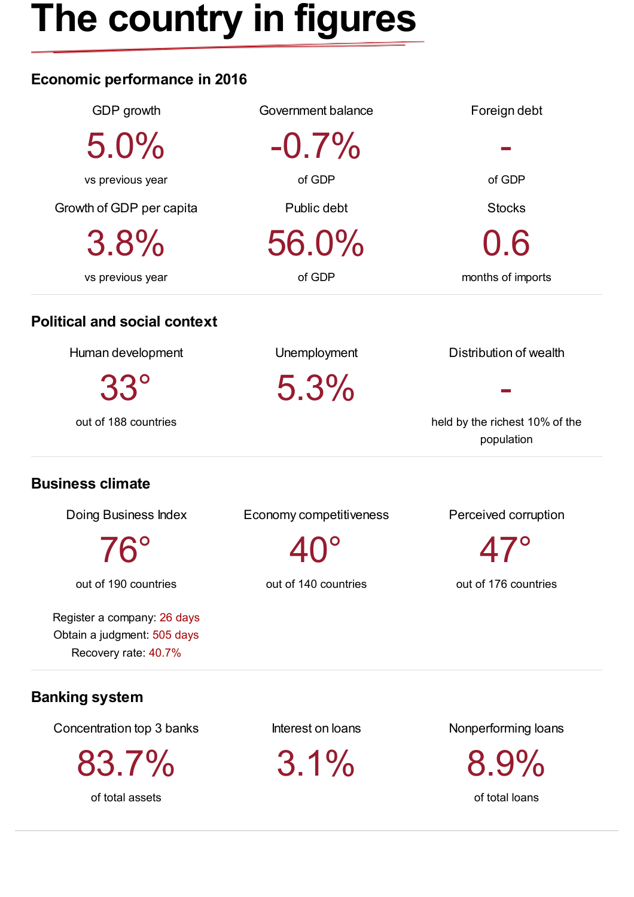# The country in figures

## Economic performance in 2016

GDP growth
5.0%
vs previous year

Government balance
-0.7%
of GDP

Foreign debt
-
of GDP

Growth of GDP per capita
3.8%
vs previous year

Public debt
56.0%
of GDP

Stocks
0.6
months of imports

## Political and social context

Human development
33°
out of 188 countries

Unemployment
5.3%

Distribution of wealth
-
held by the richest 10% of the population

## Business climate

Doing Business Index
76°
out of 190 countries

Register a company: 26 days
Obtain a judgment: 505 days
Recovery rate: 40.7%

Economy competitiveness
40°
out of 140 countries

Perceived corruption
47°
out of 176 countries

## Banking system

Concentration top 3 banks
83.7%
of total assets

Interest on loans
3.1%

Nonperforming loans
8.9%
of total loans